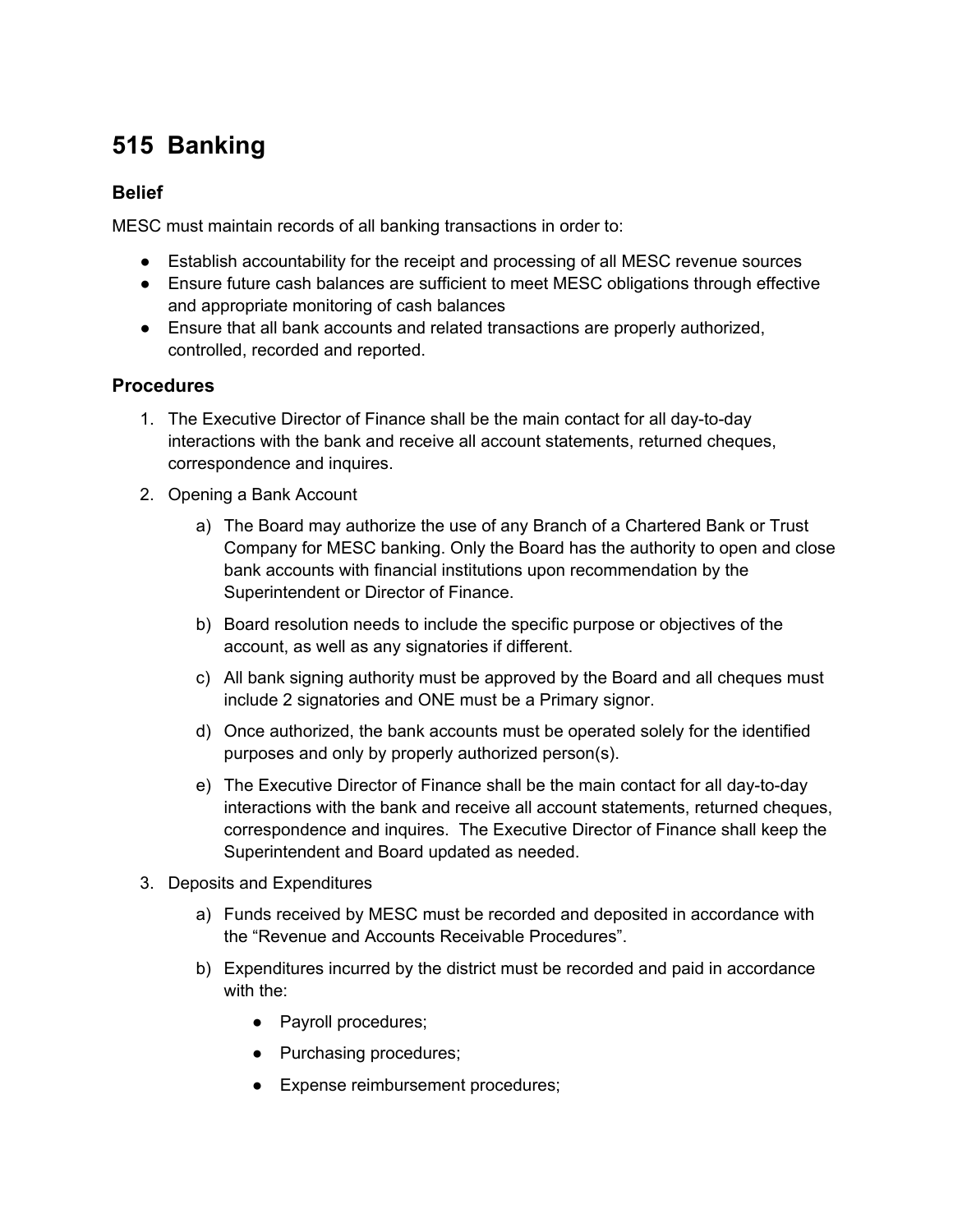# 515 Banking

## Belief

MESC must maintain records of all banking transactions in order to:

- Establish accountability for the receipt and processing of all MESC revenue sources
- Ensure future cash balances are sufficient to meet MESC obligations through effective and appropriate monitoring of cash balances
- Ensure that all bank accounts and related transactions are properly authorized, controlled, recorded and reported.

## Procedures

1. The Executive Director of Finance shall be the main contact for all day-to-day interactions with the bank and receive all account statements, returned cheques, correspondence and inquires.
2. Opening a Bank Account
    a) The Board may authorize the use of any Branch of a Chartered Bank or Trust Company for MESC banking. Only the Board has the authority to open and close bank accounts with financial institutions upon recommendation by the Superintendent or Director of Finance.

    b) Board resolution needs to include the specific purpose or objectives of the account, as well as any signatories if different.

    c) All bank signing authority must be approved by the Board and all cheques must include 2 signatories and ONE must be a Primary signor.

    d) Once authorized, the bank accounts must be operated solely for the identified purposes and only by properly authorized person(s).

    e) The Executive Director of Finance shall be the main contact for all day-to-day interactions with the bank and receive all account statements, returned cheques, correspondence and inquires. The Executive Director of Finance shall keep the Superintendent and Board updated as needed.
3. Deposits and Expenditures
    a) Funds received by MESC must be recorded and deposited in accordance with the "Revenue and Accounts Receivable Procedures".

    b) Expenditures incurred by the district must be recorded and paid in accordance with the:
    - Payroll procedures;
    - Purchasing procedures;
    - Expense reimbursement procedures;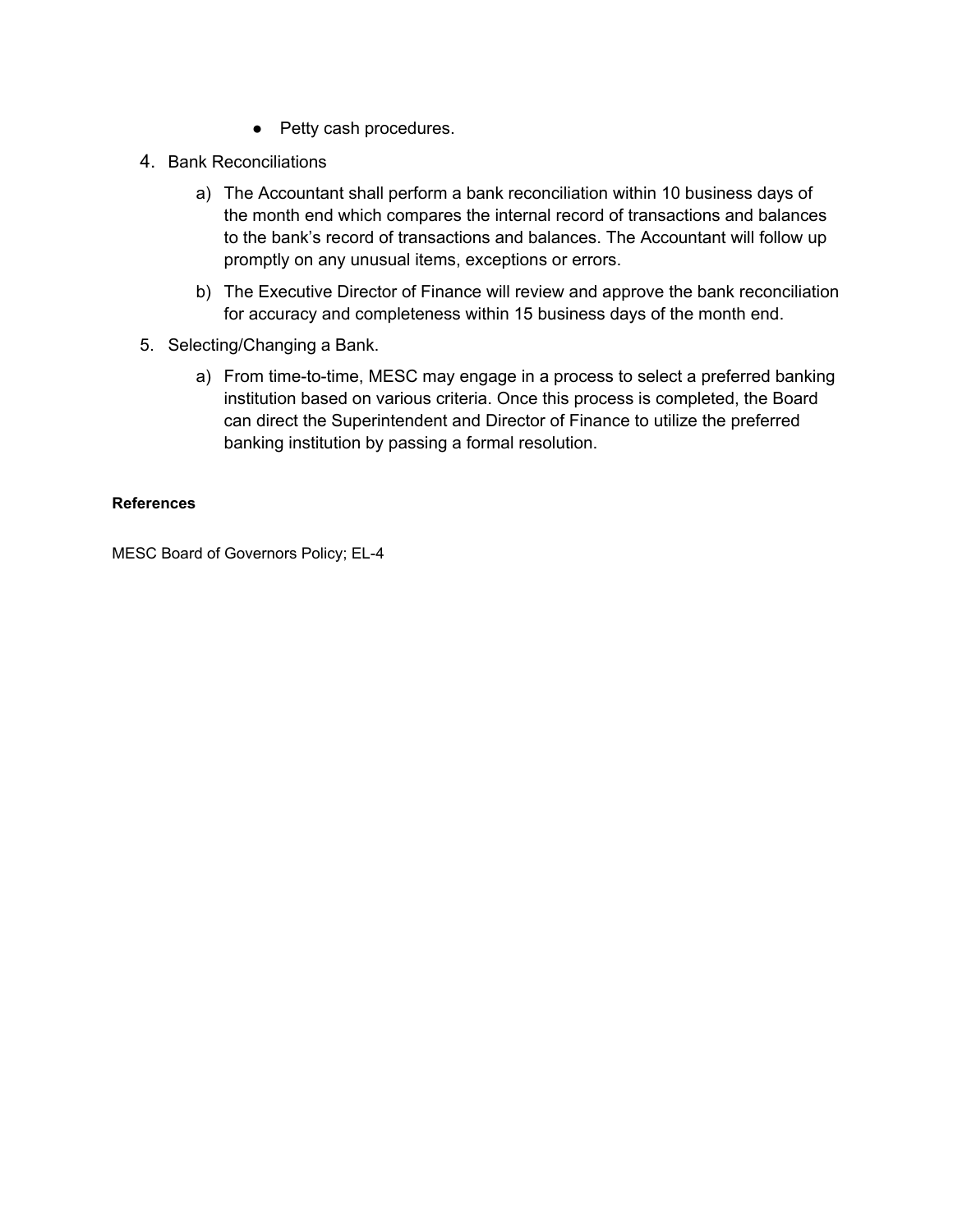- Petty cash procedures.

4. Bank Reconciliations
   a) The Accountant shall perform a bank reconciliation within 10 business days of the month end which compares the internal record of transactions and balances to the bank's record of transactions and balances. The Accountant will follow up promptly on any unusual items, exceptions or errors.
   b) The Executive Director of Finance will review and approve the bank reconciliation for accuracy and completeness within 15 business days of the month end.
5. Selecting/Changing a Bank.
   a) From time-to-time, MESC may engage in a process to select a preferred banking institution based on various criteria. Once this process is completed, the Board can direct the Superintendent and Director of Finance to utilize the preferred banking institution by passing a formal resolution.

**References**

MESC Board of Governors Policy; EL-4